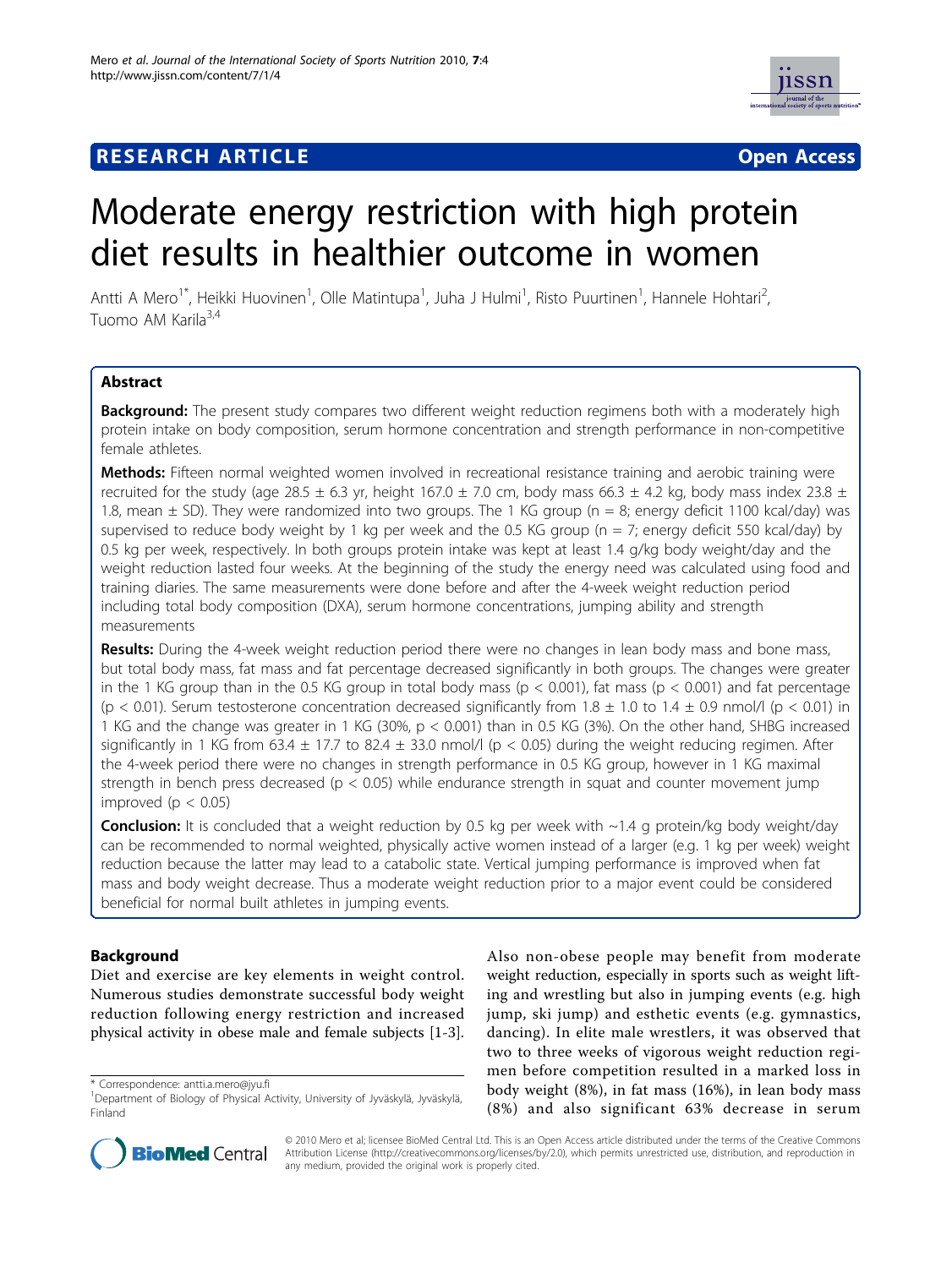RESEARCH ARTICLE Open Access

# Moderate energy restriction with high protein diet results in healthier outcome in women

Antti A Mero[1*], Heikki Huovinen[1], Olle Matintupa[1], Juha J Hulmi[1], Risto Puurtinen[1], Hannele Hohtari[2], Tuomo AM Karila[3,4]

## Abstract

**Background:** The present study compares two different weight reduction regimens both with a moderately high protein intake on body composition, serum hormone concentration and strength performance in non-competitive female athletes.

**Methods:** Fifteen normal weighted women involved in recreational resistance training and aerobic training were recruited for the study (age 28.5 ± 6.3 yr, height 167.0 ± 7.0 cm, body mass 66.3 ± 4.2 kg, body mass index 23.8 ± 1.8, mean ± SD). They were randomized into two groups. The 1 KG group (n = 8; energy deficit 1100 kcal/day) was supervised to reduce body weight by 1 kg per week and the 0.5 KG group (n = 7; energy deficit 550 kcal/day) by 0.5 kg per week, respectively. In both groups protein intake was kept at least 1.4 g/kg body weight/day and the weight reduction lasted four weeks. At the beginning of the study the energy need was calculated using food and training diaries. The same measurements were done before and after the 4-week weight reduction period including total body composition (DXA), serum hormone concentrations, jumping ability and strength measurements

**Results:** During the 4-week weight reduction period there were no changes in lean body mass and bone mass, but total body mass, fat mass and fat percentage decreased significantly in both groups. The changes were greater in the 1 KG group than in the 0.5 KG group in total body mass ($p < 0.001$), fat mass ($p < 0.001$) and fat percentage ($p < 0.01$). Serum testosterone concentration decreased significantly from 1.8 ± 1.0 to 1.4 ± 0.9 nmol/l ($p < 0.01$) in 1 KG and the change was greater in 1 KG (30%, $p < 0.001$) than in 0.5 KG (3%). On the other hand, SHBG increased significantly in 1 KG from 63.4 ± 17.7 to 82.4 ± 33.0 nmol/l ($p < 0.05$) during the weight reducing regimen. After the 4-week period there were no changes in strength performance in 0.5 KG group, however in 1 KG maximal strength in bench press decreased ($p < 0.05$) while endurance strength in squat and counter movement jump improved ($p < 0.05$)

**Conclusion:** It is concluded that a weight reduction by 0.5 kg per week with ~1.4 g protein/kg body weight/day can be recommended to normal weighted, physically active women instead of a larger (e.g. 1 kg per week) weight reduction because the latter may lead to a catabolic state. Vertical jumping performance is improved when fat mass and body weight decrease. Thus a moderate weight reduction prior to a major event could be considered beneficial for normal built athletes in jumping events.

## Background

Diet and exercise are key elements in weight control. Numerous studies demonstrate successful body weight reduction following energy restriction and increased physical activity in obese male and female subjects [1-3]. Also non-obese people may benefit from moderate weight reduction, especially in sports such as weight lifting and wrestling but also in jumping events (e.g. high jump, ski jump) and esthetic events (e.g. gymnastics, dancing). In elite male wrestlers, it was observed that two to three weeks of vigorous weight reduction regimen before competition resulted in a marked loss in body weight (8%), in fat mass (16%), in lean body mass (8%) and also significant 63% decrease in serum

\* Correspondence: antti.a.mero@jyu.fi
[1]Department of Biology of Physical Activity, University of Jyväskylä, Jyväskylä, Finland

© 2010 Mero et al; licensee BioMed Central Ltd. This is an Open Access article distributed under the terms of the Creative Commons Attribution License (http://creativecommons.org/licenses/by/2.0), which permits unrestricted use, distribution, and reproduction in any medium, provided the original work is properly cited.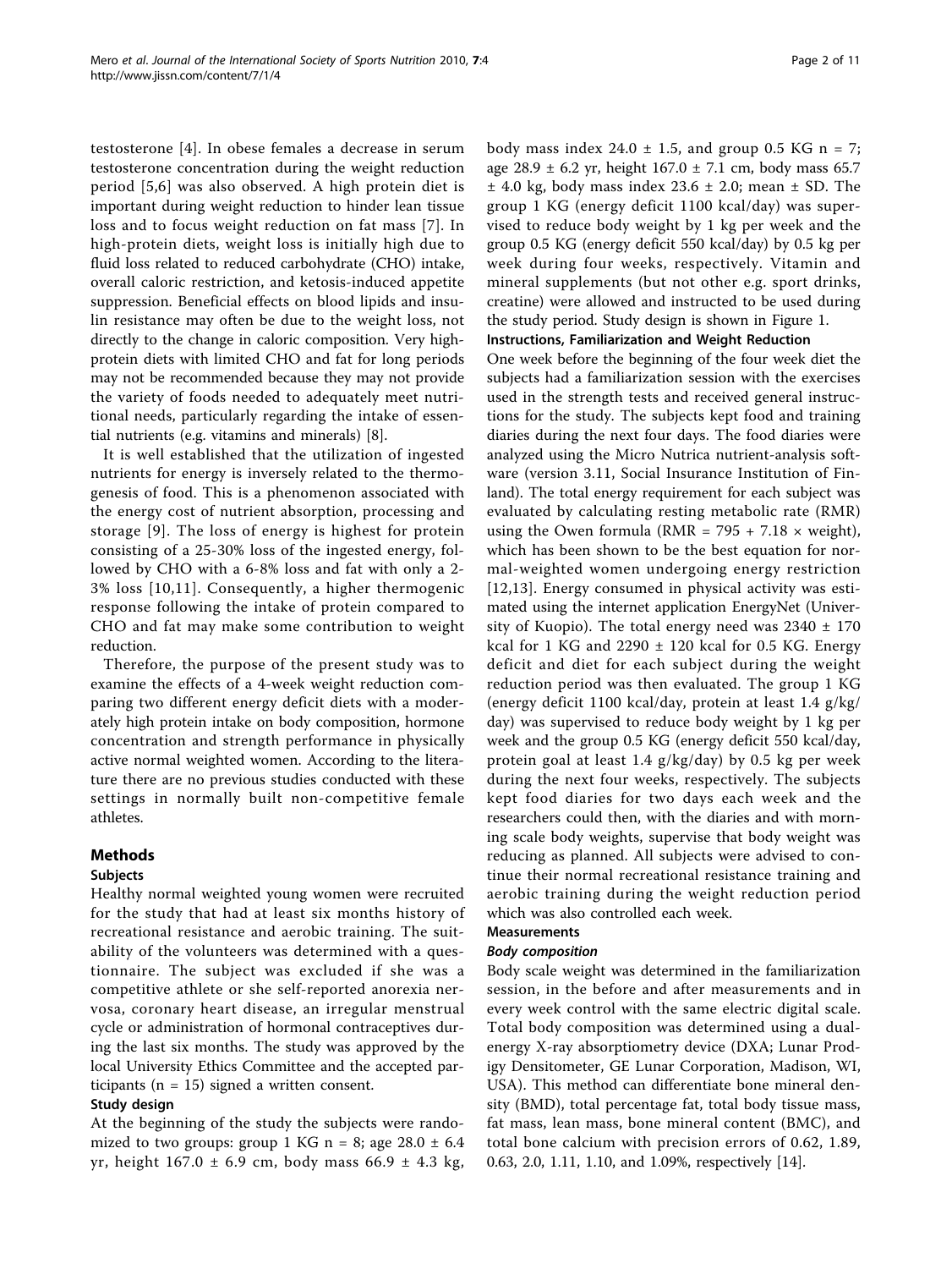testosterone [4]. In obese females a decrease in serum testosterone concentration during the weight reduction period [5,6] was also observed. A high protein diet is important during weight reduction to hinder lean tissue loss and to focus weight reduction on fat mass [7]. In high-protein diets, weight loss is initially high due to fluid loss related to reduced carbohydrate (CHO) intake, overall caloric restriction, and ketosis-induced appetite suppression. Beneficial effects on blood lipids and insulin resistance may often be due to the weight loss, not directly to the change in caloric composition. Very high-protein diets with limited CHO and fat for long periods may not be recommended because they may not provide the variety of foods needed to adequately meet nutritional needs, particularly regarding the intake of essential nutrients (e.g. vitamins and minerals) [8].

It is well established that the utilization of ingested nutrients for energy is inversely related to the thermogenesis of food. This is a phenomenon associated with the energy cost of nutrient absorption, processing and storage [9]. The loss of energy is highest for protein consisting of a 25-30% loss of the ingested energy, followed by CHO with a 6-8% loss and fat with only a 2-3% loss [10,11]. Consequently, a higher thermogenic response following the intake of protein compared to CHO and fat may make some contribution to weight reduction.

Therefore, the purpose of the present study was to examine the effects of a 4-week weight reduction comparing two different energy deficit diets with a moderately high protein intake on body composition, hormone concentration and strength performance in physically active normal weighted women. According to the literature there are no previous studies conducted with these settings in normally built non-competitive female athletes.

## Methods

### Subjects

Healthy normal weighted young women were recruited for the study that had at least six months history of recreational resistance and aerobic training. The suitability of the volunteers was determined with a questionnaire. The subject was excluded if she was a competitive athlete or she self-reported anorexia nervosa, coronary heart disease, an irregular menstrual cycle or administration of hormonal contraceptives during the last six months. The study was approved by the local University Ethics Committee and the accepted participants (n = 15) signed a written consent.

### Study design

At the beginning of the study the subjects were randomized to two groups: group 1 KG n = 8; age 28.0 ± 6.4 yr, height 167.0 ± 6.9 cm, body mass 66.9 ± 4.3 kg, body mass index 24.0 ± 1.5, and group 0.5 KG n = 7; age 28.9 ± 6.2 yr, height 167.0 ± 7.1 cm, body mass 65.7 ± 4.0 kg, body mass index 23.6 ± 2.0; mean ± SD. The group 1 KG (energy deficit 1100 kcal/day) was supervised to reduce body weight by 1 kg per week and the group 0.5 KG (energy deficit 550 kcal/day) by 0.5 kg per week during four weeks, respectively. Vitamin and mineral supplements (but not other e.g. sport drinks, creatine) were allowed and instructed to be used during the study period. Study design is shown in Figure 1.

### Instructions, Familiarization and Weight Reduction

One week before the beginning of the four week diet the subjects had a familiarization session with the exercises used in the strength tests and received general instructions for the study. The subjects kept food and training diaries during the next four days. The food diaries were analyzed using the Micro Nutrica nutrient-analysis software (version 3.11, Social Insurance Institution of Finland). The total energy requirement for each subject was evaluated by calculating resting metabolic rate (RMR) using the Owen formula ($RMR = 795 + 7.18 \times weight$), which has been shown to be the best equation for normal-weighted women undergoing energy restriction [12,13]. Energy consumed in physical activity was estimated using the internet application EnergyNet (University of Kuopio). The total energy need was 2340 ± 170 kcal for 1 KG and 2290 ± 120 kcal for 0.5 KG. Energy deficit and diet for each subject during the weight reduction period was then evaluated. The group 1 KG (energy deficit 1100 kcal/day, protein at least 1.4 g/kg/day) was supervised to reduce body weight by 1 kg per week and the group 0.5 KG (energy deficit 550 kcal/day, protein goal at least 1.4 g/kg/day) by 0.5 kg per week during the next four weeks, respectively. The subjects kept food diaries for two days each week and the researchers could then, with the diaries and with morning scale body weights, supervise that body weight was reducing as planned. All subjects were advised to continue their normal recreational resistance training and aerobic training during the weight reduction period which was also controlled each week.

### Measurements

#### *Body composition*

Body scale weight was determined in the familiarization session, in the before and after measurements and in every week control with the same electric digital scale. Total body composition was determined using a dual-energy X-ray absorptiometry device (DXA; Lunar Prodigy Densitometer, GE Lunar Corporation, Madison, WI, USA). This method can differentiate bone mineral density (BMD), total percentage fat, total body tissue mass, fat mass, lean mass, bone mineral content (BMC), and total bone calcium with precision errors of 0.62, 1.89, 0.63, 2.0, 1.11, 1.10, and 1.09%, respectively [14].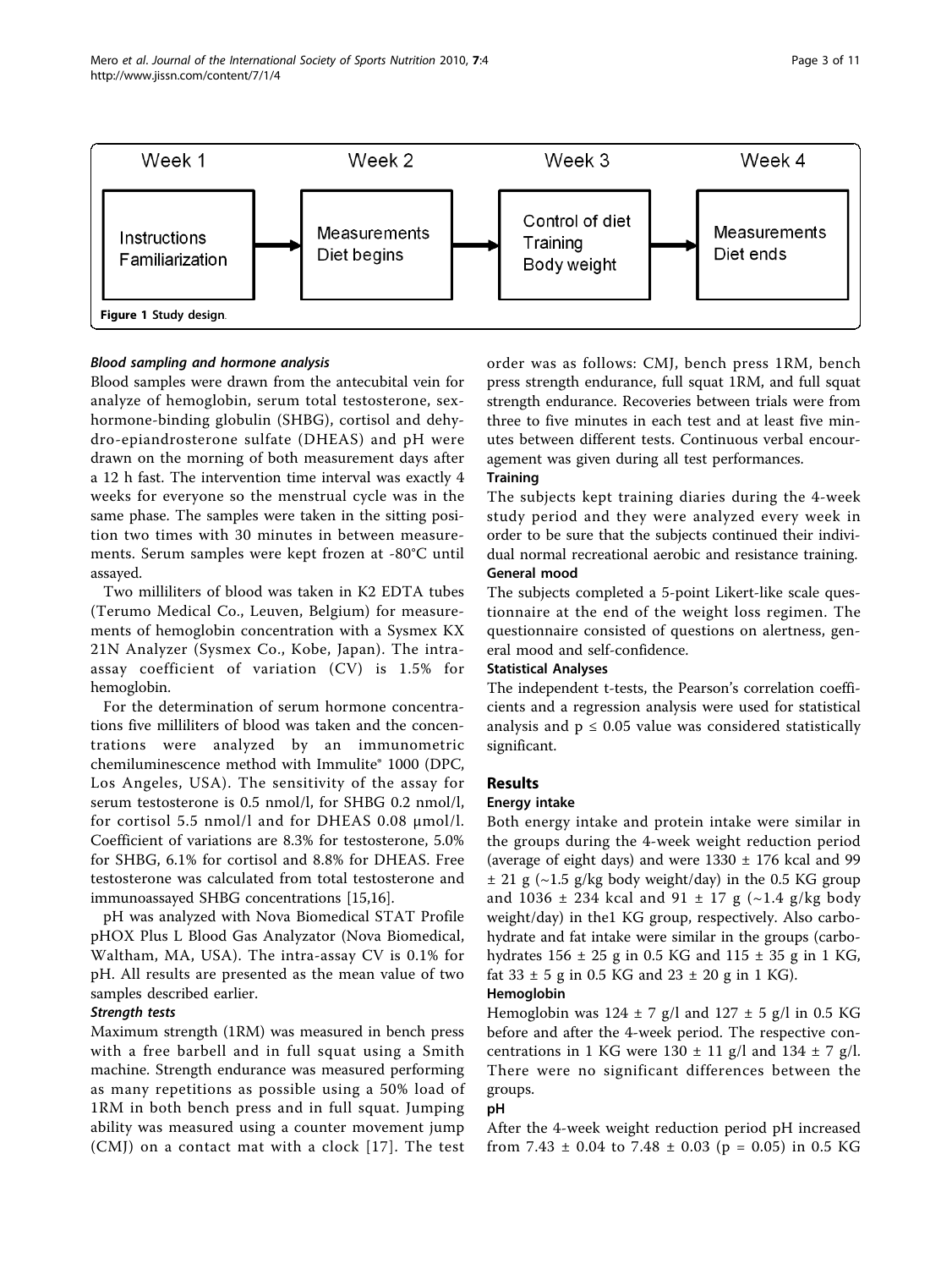| Week 1 | Week 2 | Week 3 | Week 4 |
|---|---|---|---|
| Instructions Familiarization | Measurements Diet begins | Control of diet Training Body weight | Measurements Diet ends |

**Figure 1** Study design.

### Blood sampling and hormone analysis

Blood samples were drawn from the antecubital vein for analyze of hemoglobin, serum total testosterone, sex-hormone-binding globulin (SHBG), cortisol and dehydro-epiandrosterone sulfate (DHEAS) and pH were drawn on the morning of both measurement days after a 12 h fast. The intervention time interval was exactly 4 weeks for everyone so the menstrual cycle was in the same phase. The samples were taken in the sitting position two times with 30 minutes in between measurements. Serum samples were kept frozen at -80°C until assayed.

Two milliliters of blood was taken in K2 EDTA tubes (Terumo Medical Co., Leuven, Belgium) for measurements of hemoglobin concentration with a Sysmex KX 21N Analyzer (Sysmex Co., Kobe, Japan). The intra-assay coefficient of variation (CV) is 1.5% for hemoglobin.

For the determination of serum hormone concentrations five milliliters of blood was taken and the concentrations were analyzed by an immunometric chemiluminescence method with Immulite® 1000 (DPC, Los Angeles, USA). The sensitivity of the assay for serum testosterone is 0.5 nmol/l, for SHBG 0.2 nmol/l, for cortisol 5.5 nmol/l and for DHEAS 0.08 μmol/l. Coefficient of variations are 8.3% for testosterone, 5.0% for SHBG, 6.1% for cortisol and 8.8% for DHEAS. Free testosterone was calculated from total testosterone and immunoassayed SHBG concentrations [15,16].

pH was analyzed with Nova Biomedical STAT Profile pHOX Plus L Blood Gas Analyzator (Nova Biomedical, Waltham, MA, USA). The intra-assay CV is 0.1% for pH. All results are presented as the mean value of two samples described earlier.

### Strength tests

Maximum strength (1RM) was measured in bench press with a free barbell and in full squat using a Smith machine. Strength endurance was measured performing as many repetitions as possible using a 50% load of 1RM in both bench press and in full squat. Jumping ability was measured using a counter movement jump (CMJ) on a contact mat with a clock [17]. The test order was as follows: CMJ, bench press 1RM, bench press strength endurance, full squat 1RM, and full squat strength endurance. Recoveries between trials were from three to five minutes in each test and at least five minutes between different tests. Continuous verbal encouragement was given during all test performances.

### Training

The subjects kept training diaries during the 4-week study period and they were analyzed every week in order to be sure that the subjects continued their individual normal recreational aerobic and resistance training.

### General mood

The subjects completed a 5-point Likert-like scale questionnaire at the end of the weight loss regimen. The questionnaire consisted of questions on alertness, general mood and self-confidence.

### Statistical Analyses

The independent t-tests, the Pearson's correlation coefficients and a regression analysis were used for statistical analysis and $p \leq 0.05$ value was considered statistically significant.

## Results

### Energy intake

Both energy intake and protein intake were similar in the groups during the 4-week weight reduction period (average of eight days) and were 1330 ± 176 kcal and 99 ± 21 g (~1.5 g/kg body weight/day) in the 0.5 KG group and 1036 ± 234 kcal and 91 ± 17 g (~1.4 g/kg body weight/day) in the1 KG group, respectively. Also carbohydrate and fat intake were similar in the groups (carbohydrates 156 ± 25 g in 0.5 KG and 115 ± 35 g in 1 KG, fat 33 ± 5 g in 0.5 KG and 23 ± 20 g in 1 KG).

### Hemoglobin

Hemoglobin was 124 ± 7 g/l and 127 ± 5 g/l in 0.5 KG before and after the 4-week period. The respective concentrations in 1 KG were 130 ± 11 g/l and 134 ± 7 g/l. There were no significant differences between the groups.

### pH

After the 4-week weight reduction period pH increased from 7.43 ± 0.04 to 7.48 ± 0.03 ($p = 0.05$) in 0.5 KG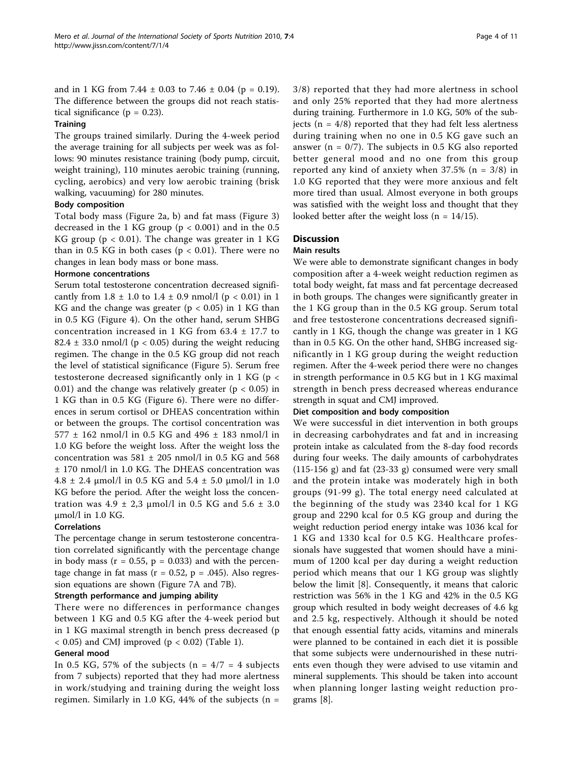and in 1 KG from 7.44 ± 0.03 to 7.46 ± 0.04 ($p = 0.19$). The difference between the groups did not reach statistical significance ($p = 0.23$).

### Training

The groups trained similarly. During the 4-week period the average training for all subjects per week was as follows: 90 minutes resistance training (body pump, circuit, weight training), 110 minutes aerobic training (running, cycling, aerobics) and very low aerobic training (brisk walking, vacuuming) for 280 minutes.

### Body composition

Total body mass (Figure 2a, b) and fat mass (Figure 3) decreased in the 1 KG group ($p < 0.001$) and in the 0.5 KG group ($p < 0.01$). The change was greater in 1 KG than in 0.5 KG in both cases ($p < 0.01$). There were no changes in lean body mass or bone mass.

### Hormone concentrations

Serum total testosterone concentration decreased significantly from 1.8 ± 1.0 to 1.4 ± 0.9 nmol/l ($p < 0.01$) in 1 KG and the change was greater ($p < 0.05$) in 1 KG than in 0.5 KG (Figure 4). On the other hand, serum SHBG concentration increased in 1 KG from 63.4 ± 17.7 to 82.4 ± 33.0 nmol/l ($p < 0.05$) during the weight reducing regimen. The change in the 0.5 KG group did not reach the level of statistical significance (Figure 5). Serum free testosterone decreased significantly only in 1 KG ($p < 0.01$) and the change was relatively greater ($p < 0.05$) in 1 KG than in 0.5 KG (Figure 6). There were no differences in serum cortisol or DHEAS concentration within or between the groups. The cortisol concentration was 577 ± 162 nmol/l in 0.5 KG and 496 ± 183 nmol/l in 1.0 KG before the weight loss. After the weight loss the concentration was 581 ± 205 nmol/l in 0.5 KG and 568 ± 170 nmol/l in 1.0 KG. The DHEAS concentration was 4.8 ± 2.4 μmol/l in 0.5 KG and 5.4 ± 5.0 μmol/l in 1.0 KG before the period. After the weight loss the concentration was 4.9 ± 2,3 μmol/l in 0.5 KG and 5.6 ± 3.0 μmol/l in 1.0 KG.

### Correlations

The percentage change in serum testosterone concentration correlated significantly with the percentage change in body mass ($r = 0.55$, $p = 0.033$) and with the percentage change in fat mass ($r = 0.52$, $p = .045$). Also regression equations are shown (Figure 7A and 7B).

### Strength performance and jumping ability

There were no differences in performance changes between 1 KG and 0.5 KG after the 4-week period but in 1 KG maximal strength in bench press decreased ($p < 0.05$) and CMJ improved ($p < 0.02$) (Table 1).

### General mood

In 0.5 KG, 57% of the subjects ($n = 4/7 = 4$ subjects from 7 subjects) reported that they had more alertness in work/studying and training during the weight loss regimen. Similarly in 1.0 KG, 44% of the subjects ($n = 3/8$) reported that they had more alertness in school and only 25% reported that they had more alertness during training. Furthermore in 1.0 KG, 50% of the subjects ($n = 4/8$) reported that they had felt less alertness during training when no one in 0.5 KG gave such an answer ($n = 0/7$). The subjects in 0.5 KG also reported better general mood and no one from this group reported any kind of anxiety when 37.5% ($n = 3/8$) in 1.0 KG reported that they were more anxious and felt more tired than usual. Almost everyone in both groups was satisfied with the weight loss and thought that they looked better after the weight loss ($n = 14/15$).

## Discussion

### Main results

We were able to demonstrate significant changes in body composition after a 4-week weight reduction regimen as total body weight, fat mass and fat percentage decreased in both groups. The changes were significantly greater in the 1 KG group than in the 0.5 KG group. Serum total and free testosterone concentrations decreased significantly in 1 KG, though the change was greater in 1 KG than in 0.5 KG. On the other hand, SHBG increased significantly in 1 KG group during the weight reduction regimen. After the 4-week period there were no changes in strength performance in 0.5 KG but in 1 KG maximal strength in bench press decreased whereas endurance strength in squat and CMJ improved.

### Diet composition and body composition

We were successful in diet intervention in both groups in decreasing carbohydrates and fat and in increasing protein intake as calculated from the 8-day food records during four weeks. The daily amounts of carbohydrates (115-156 g) and fat (23-33 g) consumed were very small and the protein intake was moderately high in both groups (91-99 g). The total energy need calculated at the beginning of the study was 2340 kcal for 1 KG group and 2290 kcal for 0.5 KG group and during the weight reduction period energy intake was 1036 kcal for 1 KG and 1330 kcal for 0.5 KG. Healthcare professionals have suggested that women should have a minimum of 1200 kcal per day during a weight reduction period which means that our 1 KG group was slightly below the limit [8]. Consequently, it means that caloric restriction was 56% in the 1 KG and 42% in the 0.5 KG group which resulted in body weight decreases of 4.6 kg and 2.5 kg, respectively. Although it should be noted that enough essential fatty acids, vitamins and minerals were planned to be contained in each diet it is possible that some subjects were undernourished in these nutrients even though they were advised to use vitamin and mineral supplements. This should be taken into account when planning longer lasting weight reduction programs [8].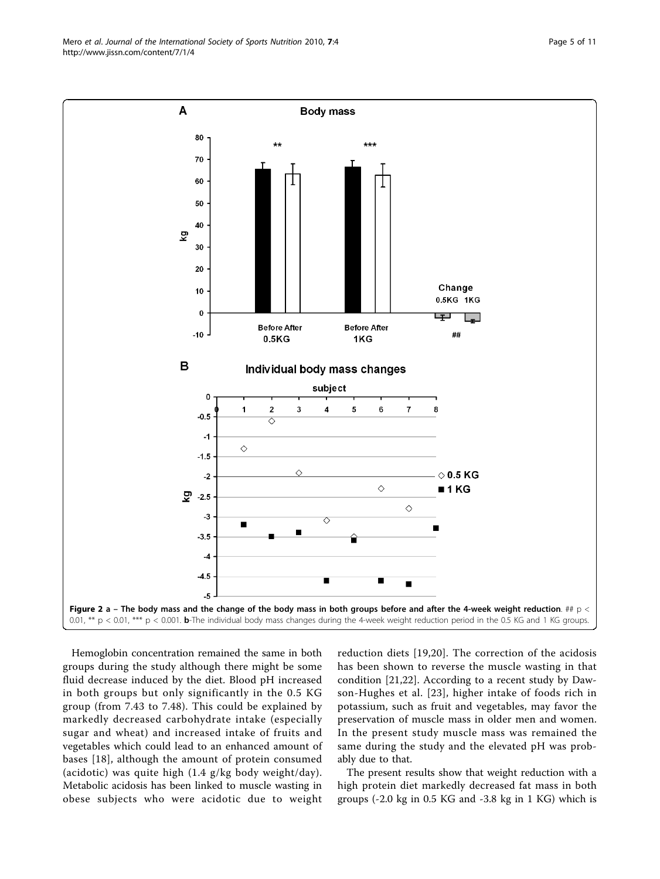**Figure 2 a – The body mass and the change of the body mass in both groups before and after the 4-week weight reduction**. ## $p < 0.01$, ** $p < 0.01$, *** $p < 0.001$. **b**-The individual body mass changes during the 4-week weight reduction period in the 0.5 KG and 1 KG groups.

Hemoglobin concentration remained the same in both groups during the study although there might be some fluid decrease induced by the diet. Blood pH increased in both groups but only significantly in the 0.5 KG group (from 7.43 to 7.48). This could be explained by markedly decreased carbohydrate intake (especially sugar and wheat) and increased intake of fruits and vegetables which could lead to an enhanced amount of bases [18], although the amount of protein consumed (acidotic) was quite high (1.4 g/kg body weight/day). Metabolic acidosis has been linked to muscle wasting in obese subjects who were acidotic due to weight reduction diets [19,20]. The correction of the acidosis has been shown to reverse the muscle wasting in that condition [21,22]. According to a recent study by Dawson-Hughes et al. [23], higher intake of foods rich in potassium, such as fruit and vegetables, may favor the preservation of muscle mass in older men and women. In the present study muscle mass was remained the same during the study and the elevated pH was probably due to that.

The present results show that weight reduction with a high protein diet markedly decreased fat mass in both groups (-2.0 kg in 0.5 KG and -3.8 kg in 1 KG) which is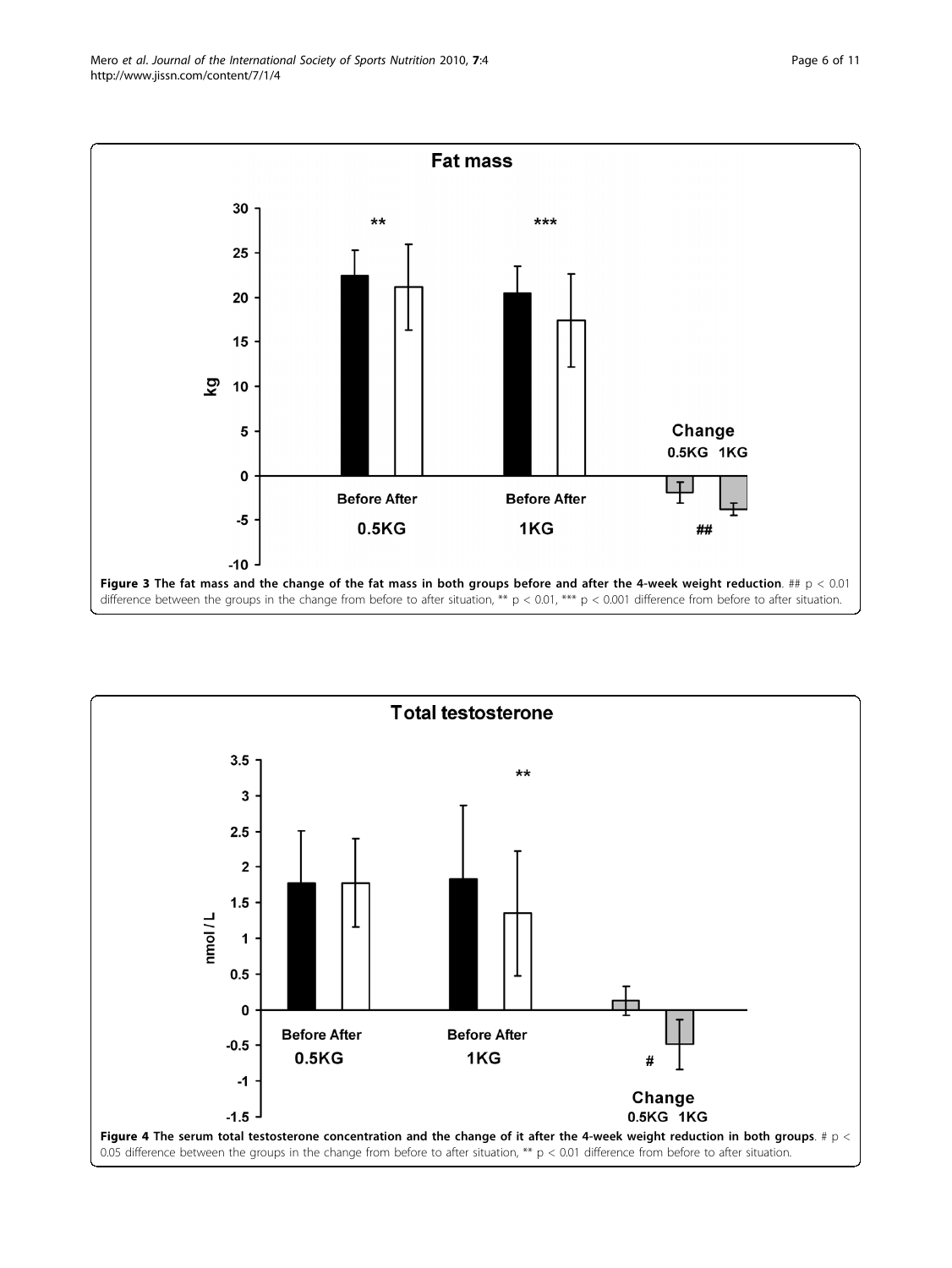**Figure 3 The fat mass and the change of the fat mass in both groups before and after the 4-week weight reduction**. ## $p < 0.01$ difference between the groups in the change from before to after situation, ** $p < 0.01$, *** $p < 0.001$ difference from before to after situation.

**Figure 4 The serum total testosterone concentration and the change of it after the 4-week weight reduction in both groups**. # $p < 0.05$ difference between the groups in the change from before to after situation, ** $p < 0.01$ difference from before to after situation.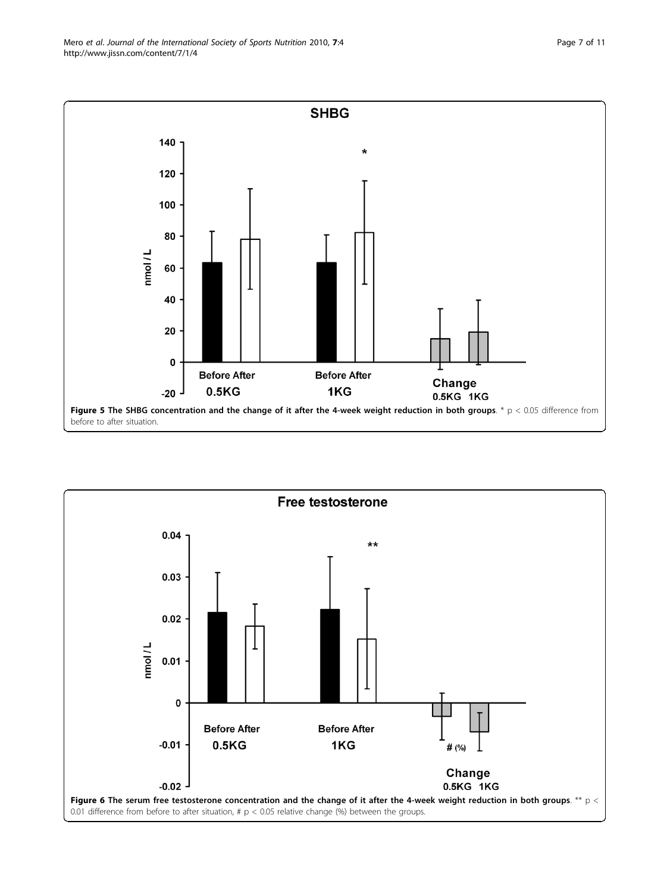**Figure 5 The SHBG concentration and the change of it after the 4-week weight reduction in both groups**. * $p < 0.05$ difference from before to after situation.

**Figure 6 The serum free testosterone concentration and the change of it after the 4-week weight reduction in both groups**. ** $p < 0.01$ difference from before to after situation, # $p < 0.05$ relative change (%) between the groups.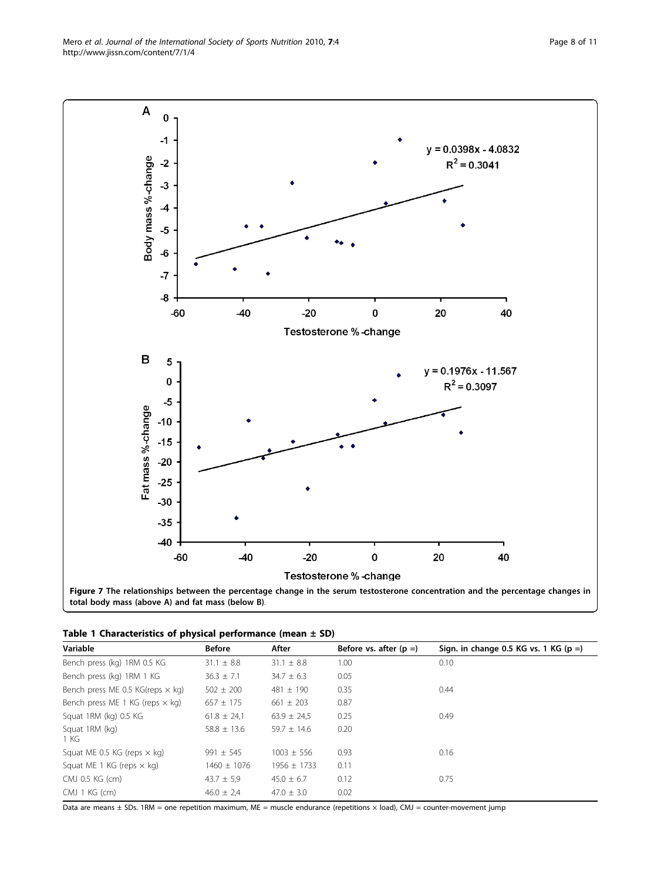**Figure 7 The relationships between the percentage change in the serum testosterone concentration and the percentage changes in total body mass (above A) and fat mass (below B)**.

**Table 1 Characteristics of physical performance (mean ± SD)**

| Variable | Before | After | Before vs. after (p =) | Sign. in change 0.5 KG vs. 1 KG (p =) |
|---|---|---|---|---|
| Bench press (kg) 1RM 0.5 KG | 31.1 ± 8.8 | 31.1 ± 8.8 | 1.00 | 0.10 |
| Bench press (kg) 1RM 1 KG | 36.3 ± 7.1 | 34.7 ± 6.3 | 0.05 | |
| Bench press ME 0.5 KG(reps × kg) | 502 ± 200 | 481 ± 190 | 0.35 | 0.44 |
| Bench press ME 1 KG (reps × kg) | 657 ± 175 | 661 ± 203 | 0.87 | |
| Squat 1RM (kg) 0.5 KG | 61.8 ± 24,1 | 63.9 ± 24,5 | 0.25 | 0.49 |
| Squat 1RM (kg) 1 KG | 58.8 ± 13.6 | 59.7 ± 14.6 | 0.20 | |
| Squat ME 0.5 KG (reps × kg) | 991 ± 545 | 1003 ± 556 | 0.93 | 0.16 |
| Squat ME 1 KG (reps × kg) | 1460 ± 1076 | 1956 ± 1733 | 0.11 | |
| CMJ 0.5 KG (cm) | 43.7 ± 5,9 | 45.0 ± 6.7 | 0.12 | 0.75 |
| CMJ 1 KG (cm) | 46.0 ± 2,4 | 47.0 ± 3.0 | 0.02 | |

Data are means ± SDs. 1RM = one repetition maximum, ME = muscle endurance (repetitions × load), CMJ = counter-movement jump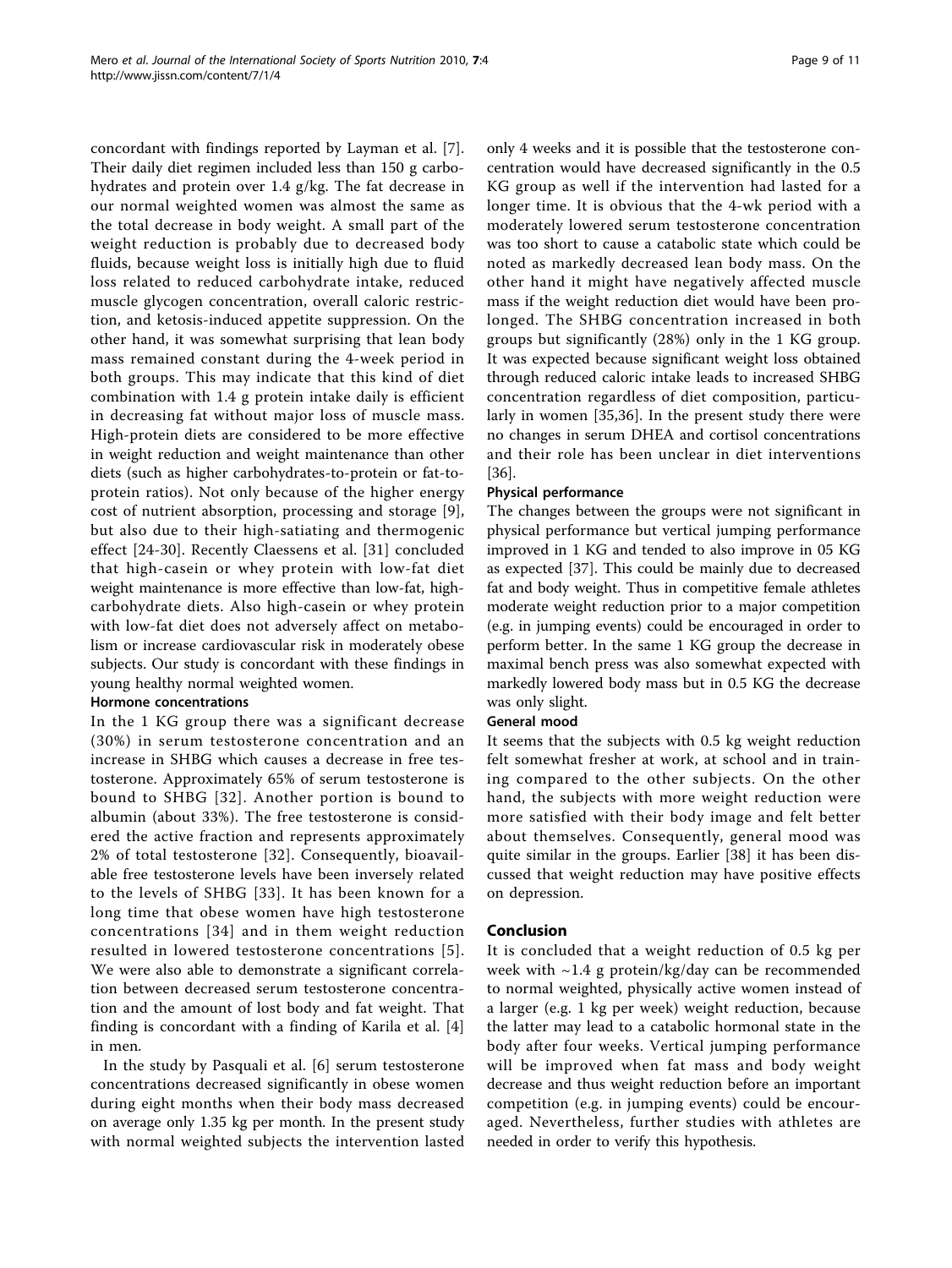concordant with findings reported by Layman et al. [7]. Their daily diet regimen included less than 150 g carbohydrates and protein over 1.4 g/kg. The fat decrease in our normal weighted women was almost the same as the total decrease in body weight. A small part of the weight reduction is probably due to decreased body fluids, because weight loss is initially high due to fluid loss related to reduced carbohydrate intake, reduced muscle glycogen concentration, overall caloric restriction, and ketosis-induced appetite suppression. On the other hand, it was somewhat surprising that lean body mass remained constant during the 4-week period in both groups. This may indicate that this kind of diet combination with 1.4 g protein intake daily is efficient in decreasing fat without major loss of muscle mass. High-protein diets are considered to be more effective in weight reduction and weight maintenance than other diets (such as higher carbohydrates-to-protein or fat-to-protein ratios). Not only because of the higher energy cost of nutrient absorption, processing and storage [9], but also due to their high-satiating and thermogenic effect [24-30]. Recently Claessens et al. [31] concluded that high-casein or whey protein with low-fat diet weight maintenance is more effective than low-fat, high-carbohydrate diets. Also high-casein or whey protein with low-fat diet does not adversely affect on metabolism or increase cardiovascular risk in moderately obese subjects. Our study is concordant with these findings in young healthy normal weighted women.

### Hormone concentrations

In the 1 KG group there was a significant decrease (30%) in serum testosterone concentration and an increase in SHBG which causes a decrease in free testosterone. Approximately 65% of serum testosterone is bound to SHBG [32]. Another portion is bound to albumin (about 33%). The free testosterone is considered the active fraction and represents approximately 2% of total testosterone [32]. Consequently, bioavailable free testosterone levels have been inversely related to the levels of SHBG [33]. It has been known for a long time that obese women have high testosterone concentrations [34] and in them weight reduction resulted in lowered testosterone concentrations [5]. We were also able to demonstrate a significant correlation between decreased serum testosterone concentration and the amount of lost body and fat weight. That finding is concordant with a finding of Karila et al. [4] in men.

In the study by Pasquali et al. [6] serum testosterone concentrations decreased significantly in obese women during eight months when their body mass decreased on average only 1.35 kg per month. In the present study with normal weighted subjects the intervention lasted only 4 weeks and it is possible that the testosterone concentration would have decreased significantly in the 0.5 KG group as well if the intervention had lasted for a longer time. It is obvious that the 4-wk period with a moderately lowered serum testosterone concentration was too short to cause a catabolic state which could be noted as markedly decreased lean body mass. On the other hand it might have negatively affected muscle mass if the weight reduction diet would have been prolonged. The SHBG concentration increased in both groups but significantly (28%) only in the 1 KG group. It was expected because significant weight loss obtained through reduced caloric intake leads to increased SHBG concentration regardless of diet composition, particularly in women [35,36]. In the present study there were no changes in serum DHEA and cortisol concentrations and their role has been unclear in diet interventions [36].

### Physical performance

The changes between the groups were not significant in physical performance but vertical jumping performance improved in 1 KG and tended to also improve in 05 KG as expected [37]. This could be mainly due to decreased fat and body weight. Thus in competitive female athletes moderate weight reduction prior to a major competition (e.g. in jumping events) could be encouraged in order to perform better. In the same 1 KG group the decrease in maximal bench press was also somewhat expected with markedly lowered body mass but in 0.5 KG the decrease was only slight.

### General mood

It seems that the subjects with 0.5 kg weight reduction felt somewhat fresher at work, at school and in training compared to the other subjects. On the other hand, the subjects with more weight reduction were more satisfied with their body image and felt better about themselves. Consequently, general mood was quite similar in the groups. Earlier [38] it has been discussed that weight reduction may have positive effects on depression.

## Conclusion

It is concluded that a weight reduction of 0.5 kg per week with ~1.4 g protein/kg/day can be recommended to normal weighted, physically active women instead of a larger (e.g. 1 kg per week) weight reduction, because the latter may lead to a catabolic hormonal state in the body after four weeks. Vertical jumping performance will be improved when fat mass and body weight decrease and thus weight reduction before an important competition (e.g. in jumping events) could be encouraged. Nevertheless, further studies with athletes are needed in order to verify this hypothesis.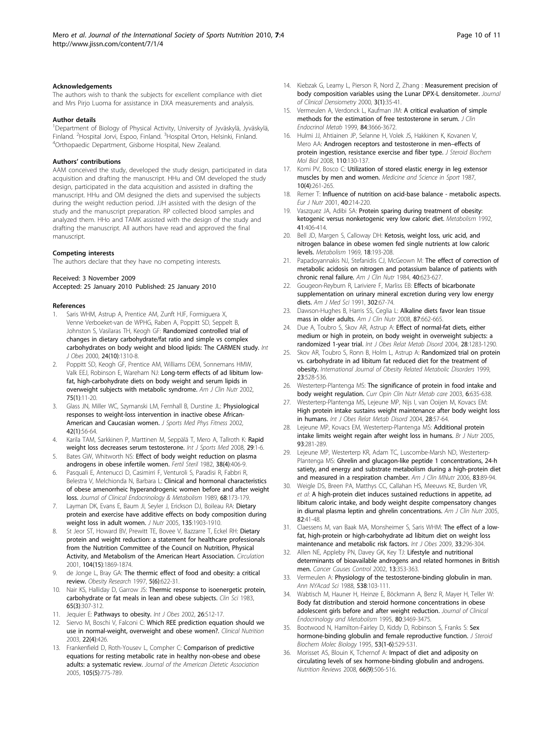### Acknowledgements

The authors wish to thank the subjects for excellent compliance with diet and Mrs Pirjo Luoma for assistance in DXA measurements and analysis.

### Author details

[1]Department of Biology of Physical Activity, University of Jyväskylä, Jyväskylä, Finland. [2]Hospital Jorvi, Espoo, Finland. [3]Hospital Orton, Helsinki, Finland. [4]Orthopaedic Department, Gisborne Hospital, New Zealand.

### Authors' contributions

AAM conceived the study, developed the study design, participated in data acquisition and drafting the manuscript. HHu and OM developed the study design, participated in the data acquisition and assisted in drafting the manuscript. HHu and OM designed the diets and supervised the subjects during the weight reduction period. JJH assisted with the design of the study and the manuscript preparation. RP collected blood samples and analyzed them. HHo and TAMK assisted with the design of the study and drafting the manuscript. All authors have read and approved the final manuscript.

### Competing interests

The authors declare that they have no competing interests.

Received: 3 November 2009
Accepted: 25 January 2010 Published: 25 January 2010

### References

1. Saris WHM, Astrup A, Prentice AM, Zunft HJF, Formiguera X, Venne Verboeket-van de WPHG, Raben A, Poppitt SD, Seppelt B, Johnston S, Vasilaras TH, Keogh GF: **Randomized controlled trial of changes in dietary carbohydrate/fat ratio and simple vs complex carbohydrates on body weight and blood lipids: The CARMEN study.** *Int J Obes* 2000, **24(10)**:1310-8.
2. Poppitt SD, Keogh GF, Prentice AM, Williams DEM, Sonnemans HMW, Valk EEJ, Robinson E, Wareham NJ: **Long-term effects of ad libitum low-fat, high-carbohydrate diets on body weight and serum lipids in overweight subjects with metabolic syndrome.** *Am J Clin Nutr* 2002, **75(1)**:11-20.
3. Glass JN, Miller WC, Szymanski LM, Fernhall B, Durstine JL: **Physiological responses to weight-loss intervention in inactive obese African-American and Caucasian women.** *J Sports Med Phys Fitness* 2002, **42(1)**:56-64.
4. Karila TAM, Sarkkinen P, Marttinen M, Seppälä T, Mero A, Tallroth K: **Rapid weight loss decreases serum testosterone.** *Int J Sports Med* 2008, **29**:1-6.
5. Bates GW, Whitworth NS: **Effect of body weight reduction on plasma androgens in obese infertile women.** *Fertil Steril* 1982, **38(4)**:406-9.
6. Pasquali E, Antenucci D, Casimirri F, Venturoli S, Paradisi R, Fabbri R, Belestra V, Melchionda N, Barbara L: **Clinical and hormonal characteristics of obese amenorrheic hyperandrogenic women before and after weight loss.** *Journal of Clinical Endocrinology & Metabolism* 1989, **68**:173-179.
7. Layman DK, Evans E, Baum JI, Seyler J, Erickson DJ, Boileau RA: **Dietary protein and exercise have additive effects on body composition during weight loss in adult women.** *J Nutr* 2005, **135**:1903-1910.
8. St Jeor ST, Howard BV, Prewitt TE, Bovee V, Bazzarre T, Eckel RH: **Dietary protein and weight reduction: a statement for healthcare professionals from the Nutrition Committee of the Council on Nutrition, Physical Activity, and Metabolism of the American Heart Association.** *Circulation* 2001, **104(15)**:1869-1874.
9. de Jonge L, Bray GA: **The thermic effect of food and obesity: a critical review.** *Obesity Research* 1997, **5(6)**:622-31.
10. Nair KS, Halliday D, Garrow JS: **Thermic response to isoenergetic protein, carbohydrate or fat meals in lean and obese subjects.** *Clin Sci* 1983, **65(3)**:307-312.
11. Jequier E: **Pathways to obesity.** *Int J Obes* 2002, **26**:S12-17.
12. Siervo M, Boschi V, Falconi C: **Which REE prediction equation should we use in normal-weight, overweight and obese women?.** *Clinical Nutrition* 2003, **22(4)**:426.
13. Frankenfield D, Roth-Yousev L, Compher C: **Comparison of predictive equations for resting metabolic rate in healthy non-obese and obese adults: a systematic review.** *Journal of the American Dietetic Association* 2005, **105(5)**:775-789.
14. Kiebzak G, Leamy L, Pierson R, Nord Z, Zhang : **Measurement precision of body composition variables using the Lunar DPX-L densitometer.** *Journal of Clinical Densiometry* 2000, **3(1)**:35-41.
15. Vermeulen A, Verdonck L, Kaufman JM: **A critical evaluation of simple methods for the estimation of free testosterone in serum.** *J Clin Endocrinol Metab* 1999, **84**:3666-3672.
16. Hulmi JJ, Ahtiainen JP, Selanne H, Volek JS, Hakkinen K, Kovanen V, Mero AA: **Androgen receptors and testosterone in men–effects of protein ingestion, resistance exercise and fiber type.** *J Steroid Biochem Mol Biol* 2008, **110**:130-137.
17. Komi PV, Bosco C: **Utilization of stored elastic energy in leg extensor muscles by men and women.** *Medicine and Science in Sport* 1987, **10(4)**:261-265.
18. Remer T: **Influence of nutrition on acid-base balance - metabolic aspects.** *Eur J Nutr* 2001, **40**:214-220.
19. Vaszquez JA, Adibi SA: **Protein sparing during treatment of obesity: ketogenic versus nonketogenic very low caloric diet.** *Metabolism* 1992, **41**:406-414.
20. Bell JD, Margen S, Calloway DH: **Ketosis, weight loss, uric acid, and nitrogen balance in obese women fed single nutrients at low caloric levels.** *Metabolism* 1969, **18**:193-208.
21. Papadoyannakis NJ, Stefanidis CJ, McGeown M: **The effect of correction of metabolic acidosis on nitrogen and potassium balance of patients with chronic renal failure.** *Am J Clin Nutr* 1984, **40**:623-627.
22. Gougeon-Reyburn R, Lariviere F, Marliss EB: **Effects of bicarbonate supplementation on urinary mineral excretion during very low energy diets.** *Am J Med Sci* 1991, **302**:67-74.
23. Dawson-Hughes B, Harris SS, Ceglia L: **Alkaline diets favor lean tissue mass in older adults.** *Am J Clin Nutr* 2008, **87**:662-665.
24. Due A, Toubro S, Skov AR, Astrup A: **Effect of normal-fat diets, either medium or high in protein, on body weight in overweight subjects: a randomized 1-year trial.** *Int J Obes Relat Metab Disord* 2004, **28**:1283-1290.
25. Skov AR, Toubro S, Ronn B, Holm L, Astrup A: **Randomized trial on protein vs. carbohydrate in ad libitum fat reduced diet for the treatment of obesity.** *International Journal of Obesity Related Metabolic Disorders* 1999, **23**:528-536.
26. Westerterp-Plantenga MS: **The significance of protein in food intake and body weight regulation.** *Curr Opin Clin Nutr Metab care* 2003, **6**:635-638.
27. Westerterp-Plantenga MS, Lejeune MP, Nijs I, van Ooijen M, Kovacs EM: **High protein intake sustains weight maintenance after body weight loss in humans.** *Int J Obes Relat Metab Disord* 2004, **28**:57-64.
28. Lejeune MP, Kovacs EM, Westerterp-Plantenga MS: **Additional protein intake limits weight regain after weight loss in humans.** *Br J Nutr* 2005, **93**:281-289.
29. Lejeune MP, Westerterp KR, Adam TC, Luscombe-Marsh ND, Westerterp-Plantenga MS: **Ghrelin and glucagon-like peptide 1 concentrations, 24-h satiety, and energy and substrate metabolism during a high-protein diet and measured in a respiration chamber.** *Am J Clin MNutr* 2006, **83**:89-94.
30. Weigle DS, Breen PA, Matthys CC, Callahan HS, Meeuws KE, Burden VR, *et al*: **A high-protein diet induces sustained reductions in appetite, ad libitum caloric intake, and body weight despite compensatory changes in diurnal plasma leptin and ghrelin concentrations.** *Am J Clin Nutr* 2005, **82**:41-48.
31. Claessens M, van Baak MA, Monsheimer S, Saris WHM: **The effect of a low-fat, high-protein or high-carbohydrate ad libitum diet on weight loss maintenance and metabolic risk factors.** *Int J Obes* 2009, **33**:296-304.
32. Allen NE, Appleby PN, Davey GK, Key TJ: **Lifestyle and nutritional determinants of bioavailable androgens and related hormones in British men.** *Cancer Causes Control* 2002, **13**:353-363.
33. Vermeulen A: **Physiology of the testosterone-binding globulin in man.** *Ann NYAcad Sci* 1988, **538**:103-111.
34. Wabtisch M, Hauner H, Heinze E, Böckmann A, Benz R, Mayer H, Teller W: **Body fat distribution and steroid hormone concentrations in obese adolescent girls before and after weight reduction.** *Journal of Clinical Endocrinology and Metabolism* 1995, **80**:3469-3475.
35. Bootwood N, Hamilton-Fairley D, Kiddy D, Robinson S, Franks S: **Sex hormone-binding globulin and female reproductive function.** *J Steroid Biochem Molec Biology* 1995, **53(1-6)**:529-531.
36. Morisset AS, Blouin K, Tchernof A: **Impact of diet and adiposity on circulating levels of sex hormone-binding globulin and androgens.** *Nutrition Reviews* 2008, **66(9)**:506-516.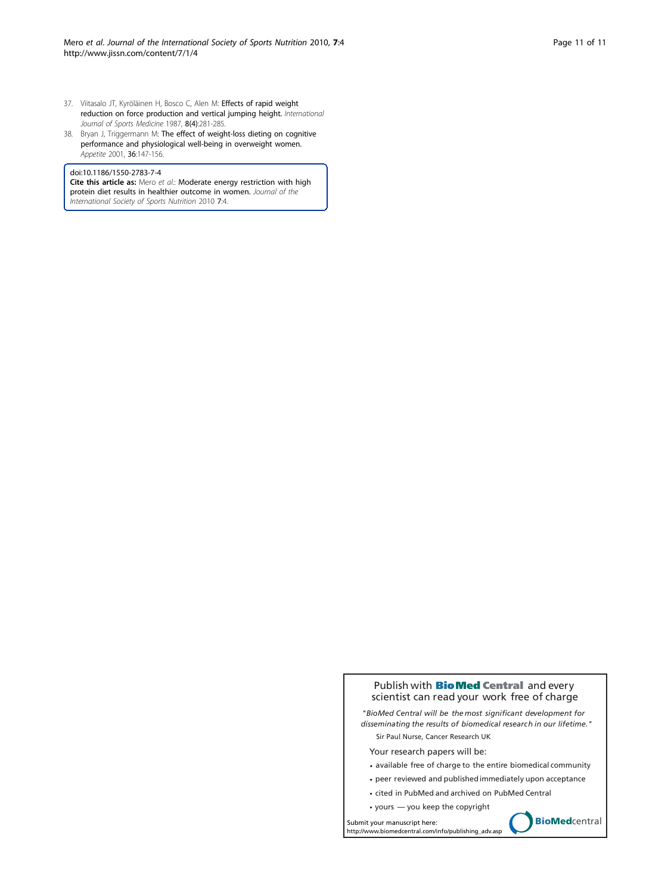37. Viitasalo JT, Kyröläinen H, Bosco C, Alen M: **Effects of rapid weight reduction on force production and vertical jumping height.** *International Journal of Sports Medicine* 1987, **8(4)**:281-285.
38. Bryan J, Triggermann M: **The effect of weight-loss dieting on cognitive performance and physiological well-being in overweight women.** *Appetite* 2001, **36**:147-156.

doi:10.1186/1550-2783-7-4

**Cite this article as:** Mero *et al.*: Moderate energy restriction with high protein diet results in healthier outcome in women. *Journal of the International Society of Sports Nutrition* 2010 **7**:4.

Publish with **BioMed Central** and every scientist can read your work free of charge

*"BioMed Central will be the most significant development for disseminating the results of biomedical research in our lifetime."*

Sir Paul Nurse, Cancer Research UK

Your research papers will be:

- available free of charge to the entire biomedical community
- peer reviewed and published immediately upon acceptance
- cited in PubMed and archived on PubMed Central
- yours — you keep the copyright

Submit your manuscript here:
http://www.biomedcentral.com/info/publishing_adv.asp

**BioMed**central